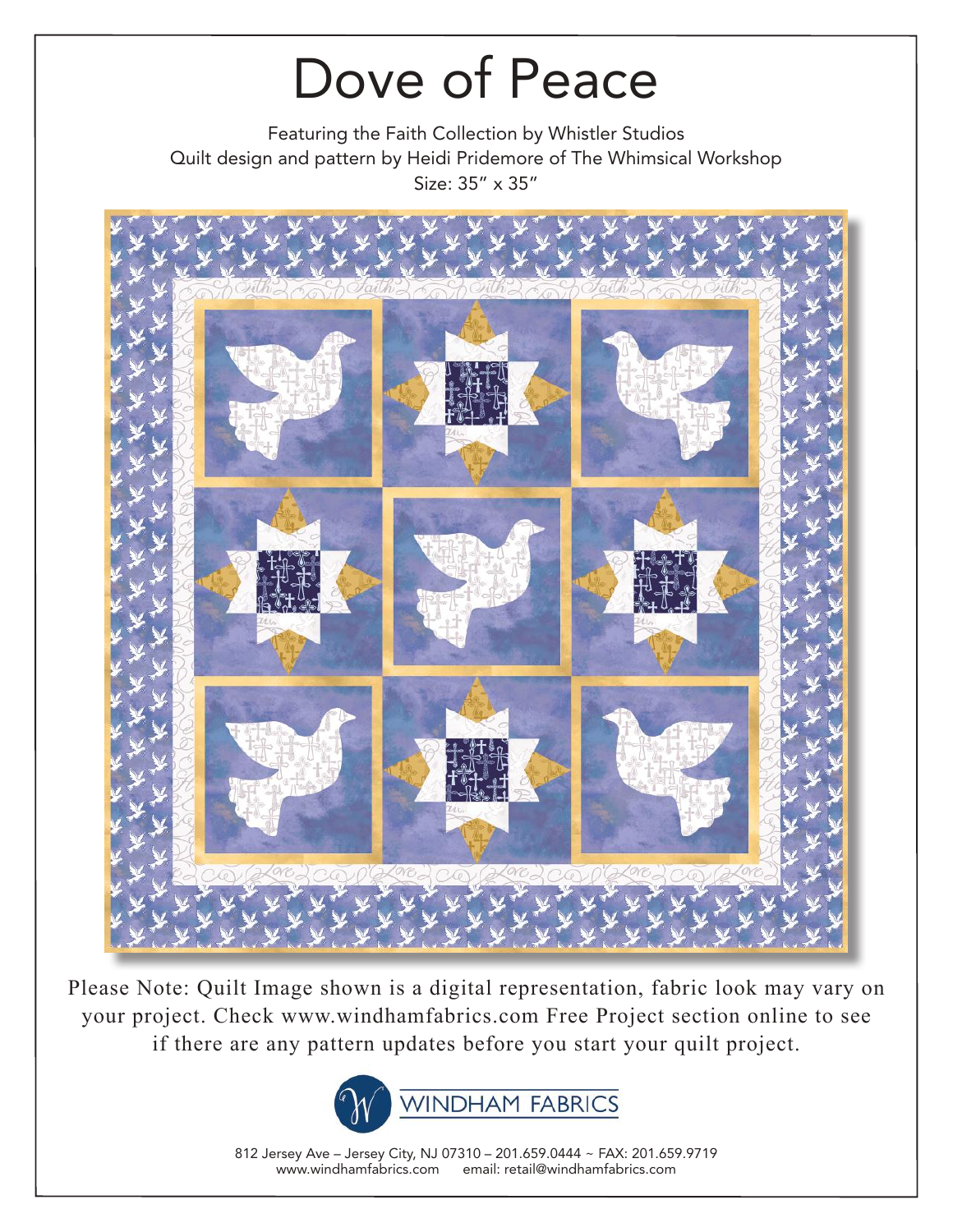# Dove of Peace

Featuring the Faith Collection by Whistler Studios
Quilt design and pattern by Heidi Pridemore of The Whimsical Workshop
Size: 35" x 35"

Please Note: Quilt Image shown is a digital representation, fabric look may vary on your project. Check www.windhamfabrics.com Free Project section online to see if there are any pattern updates before you start your quilt project.

WINDHAM FABRICS

812 Jersey Ave – Jersey City, NJ 07310 – 201.659.0444 ~ FAX: 201.659.9719
www.windhamfabrics.com email: retail@windhamfabrics.com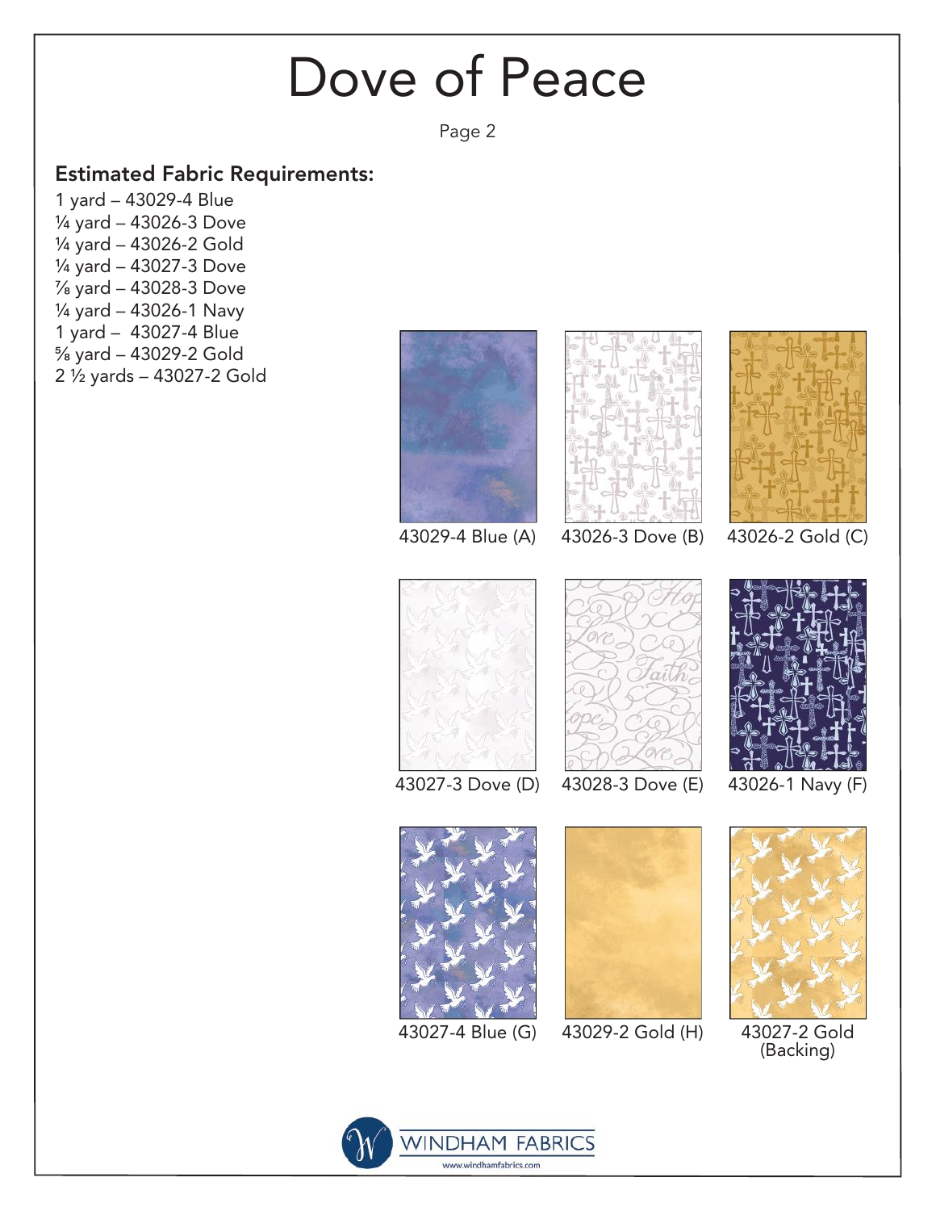# Dove of Peace

Page 2

## Estimated Fabric Requirements:

1 yard – 43029-4 Blue
¼ yard – 43026-3 Dove
¼ yard – 43026-2 Gold
¼ yard – 43027-3 Dove
⅞ yard – 43028-3 Dove
¼ yard – 43026-1 Navy
1 yard – 43027-4 Blue
⅝ yard – 43029-2 Gold
2 ½ yards – 43027-2 Gold

43029-4 Blue (A)

43026-3 Dove (B)

43026-2 Gold (C)

43027-3 Dove (D)

43028-3 Dove (E)

43026-1 Navy (F)

43027-4 Blue (G)

43029-2 Gold (H)

43027-2 Gold (Backing)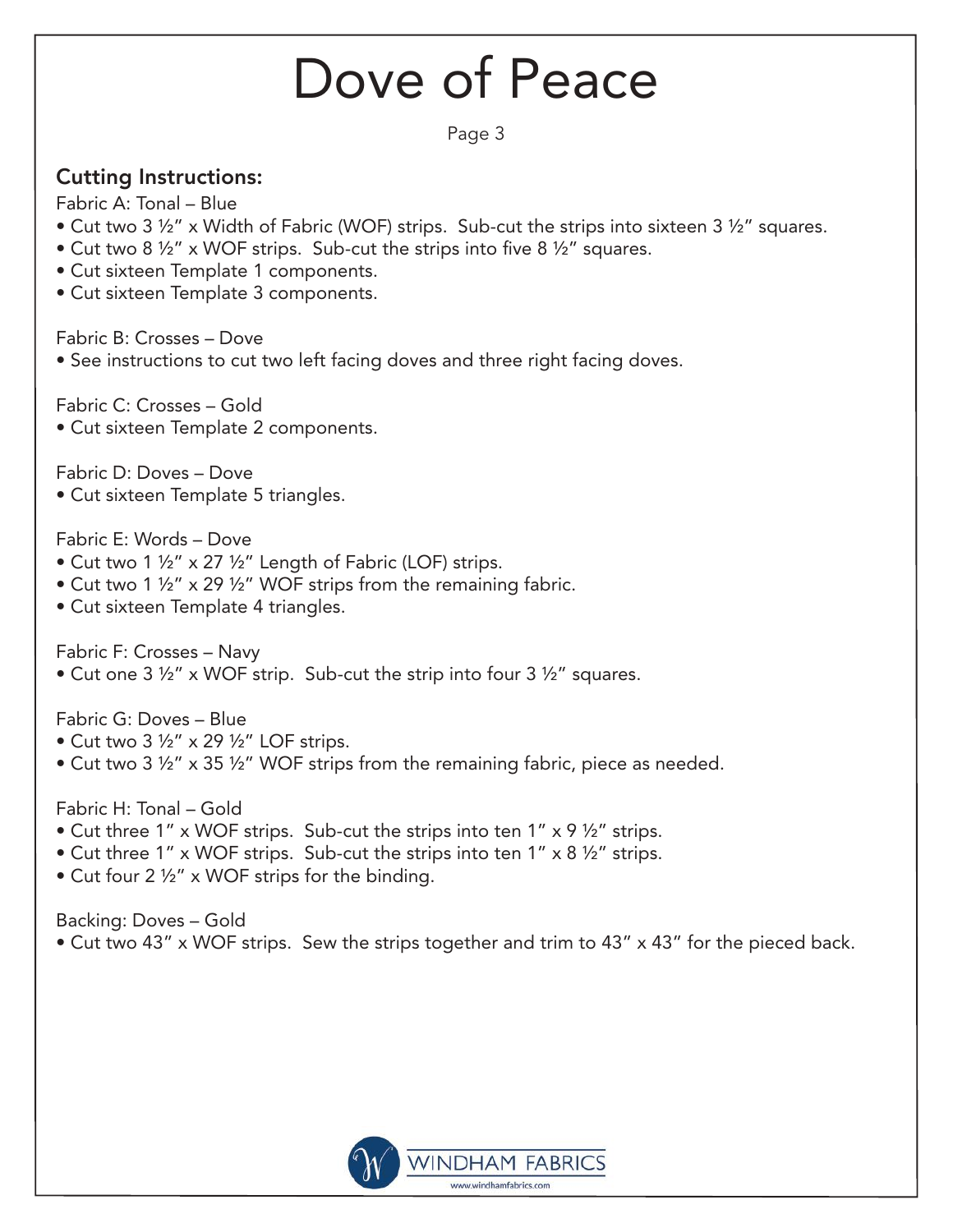# Dove of Peace

## Cutting Instructions:

Fabric A: Tonal – Blue

- Cut two 3 ½" x Width of Fabric (WOF) strips. Sub-cut the strips into sixteen 3 ½" squares.
- Cut two 8 ½" x WOF strips. Sub-cut the strips into five 8 ½" squares.
- Cut sixteen Template 1 components.
- Cut sixteen Template 3 components.

Fabric B: Crosses – Dove

- See instructions to cut two left facing doves and three right facing doves.

Fabric C: Crosses – Gold

- Cut sixteen Template 2 components.

Fabric D: Doves – Dove

- Cut sixteen Template 5 triangles.

Fabric E: Words – Dove

- Cut two 1 ½" x 27 ½" Length of Fabric (LOF) strips.
- Cut two 1 ½" x 29 ½" WOF strips from the remaining fabric.
- Cut sixteen Template 4 triangles.

Fabric F: Crosses – Navy

- Cut one 3 ½" x WOF strip. Sub-cut the strip into four 3 ½" squares.

Fabric G: Doves – Blue

- Cut two 3 ½" x 29 ½" LOF strips.
- Cut two 3 ½" x 35 ½" WOF strips from the remaining fabric, piece as needed.

Fabric H: Tonal – Gold

- Cut three 1" x WOF strips. Sub-cut the strips into ten 1" x 9 ½" strips.
- Cut three 1" x WOF strips. Sub-cut the strips into ten 1" x 8 ½" strips.
- Cut four 2 ½" x WOF strips for the binding.

Backing: Doves – Gold

- Cut two 43" x WOF strips. Sew the strips together and trim to 43" x 43" for the pieced back.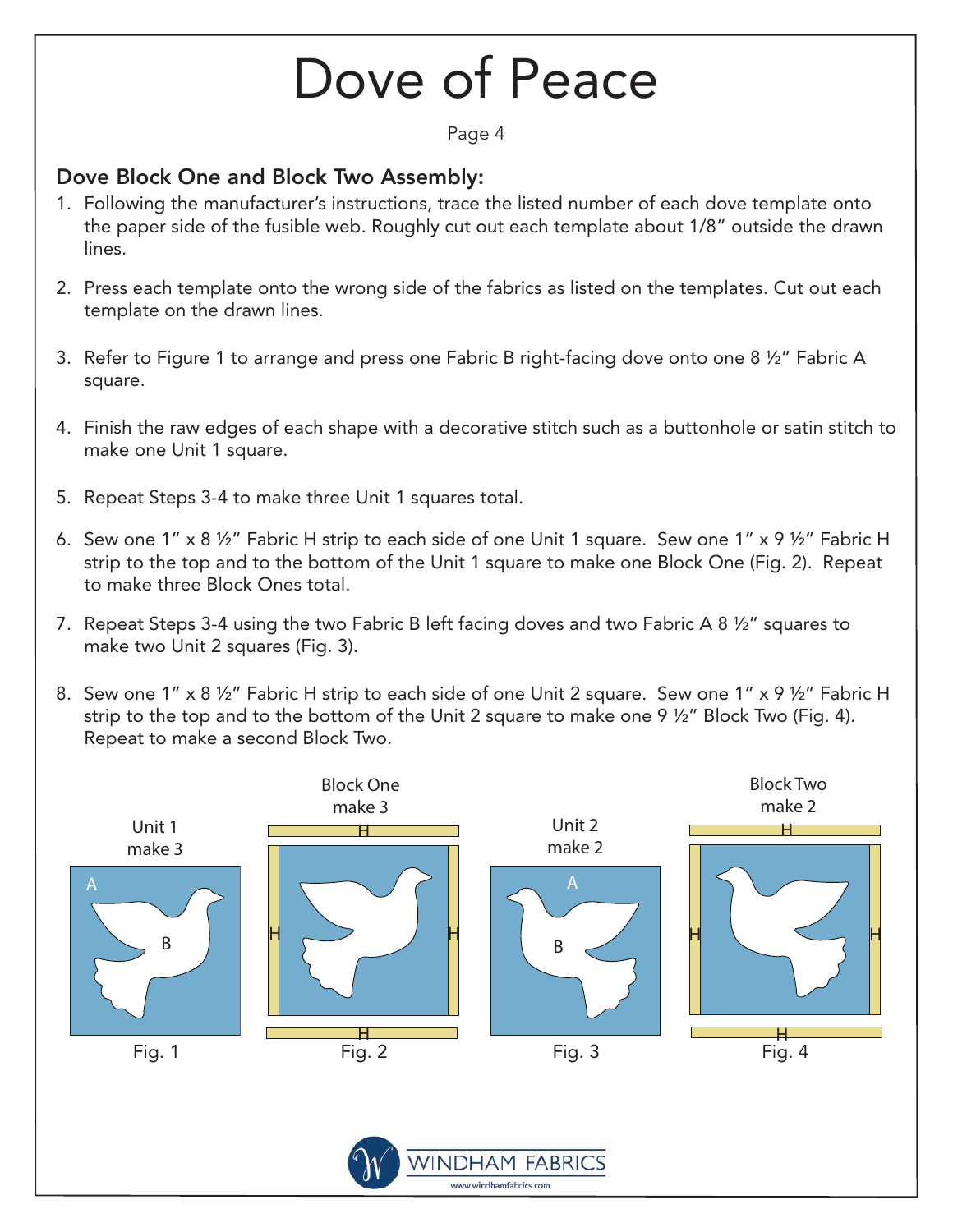# Dove of Peace

## Dove Block One and Block Two Assembly:

1. Following the manufacturer's instructions, trace the listed number of each dove template onto the paper side of the fusible web. Roughly cut out each template about 1/8" outside the drawn lines.
2. Press each template onto the wrong side of the fabrics as listed on the templates. Cut out each template on the drawn lines.
3. Refer to Figure 1 to arrange and press one Fabric B right-facing dove onto one 8 ½" Fabric A square.
4. Finish the raw edges of each shape with a decorative stitch such as a buttonhole or satin stitch to make one Unit 1 square.
5. Repeat Steps 3-4 to make three Unit 1 squares total.
6. Sew one 1" x 8 ½" Fabric H strip to each side of one Unit 1 square. Sew one 1" x 9 ½" Fabric H strip to the top and to the bottom of the Unit 1 square to make one Block One (Fig. 2). Repeat to make three Block Ones total.
7. Repeat Steps 3-4 using the two Fabric B left facing doves and two Fabric A 8 ½" squares to make two Unit 2 squares (Fig. 3).
8. Sew one 1" x 8 ½" Fabric H strip to each side of one Unit 2 square. Sew one 1" x 9 ½" Fabric H strip to the top and to the bottom of the Unit 2 square to make one 9 ½" Block Two (Fig. 4). Repeat to make a second Block Two.

Unit 1 make 3

Fig. 1

Block One make 3

Fig. 2

Unit 2 make 2

Fig. 3

Block Two make 2

Fig. 4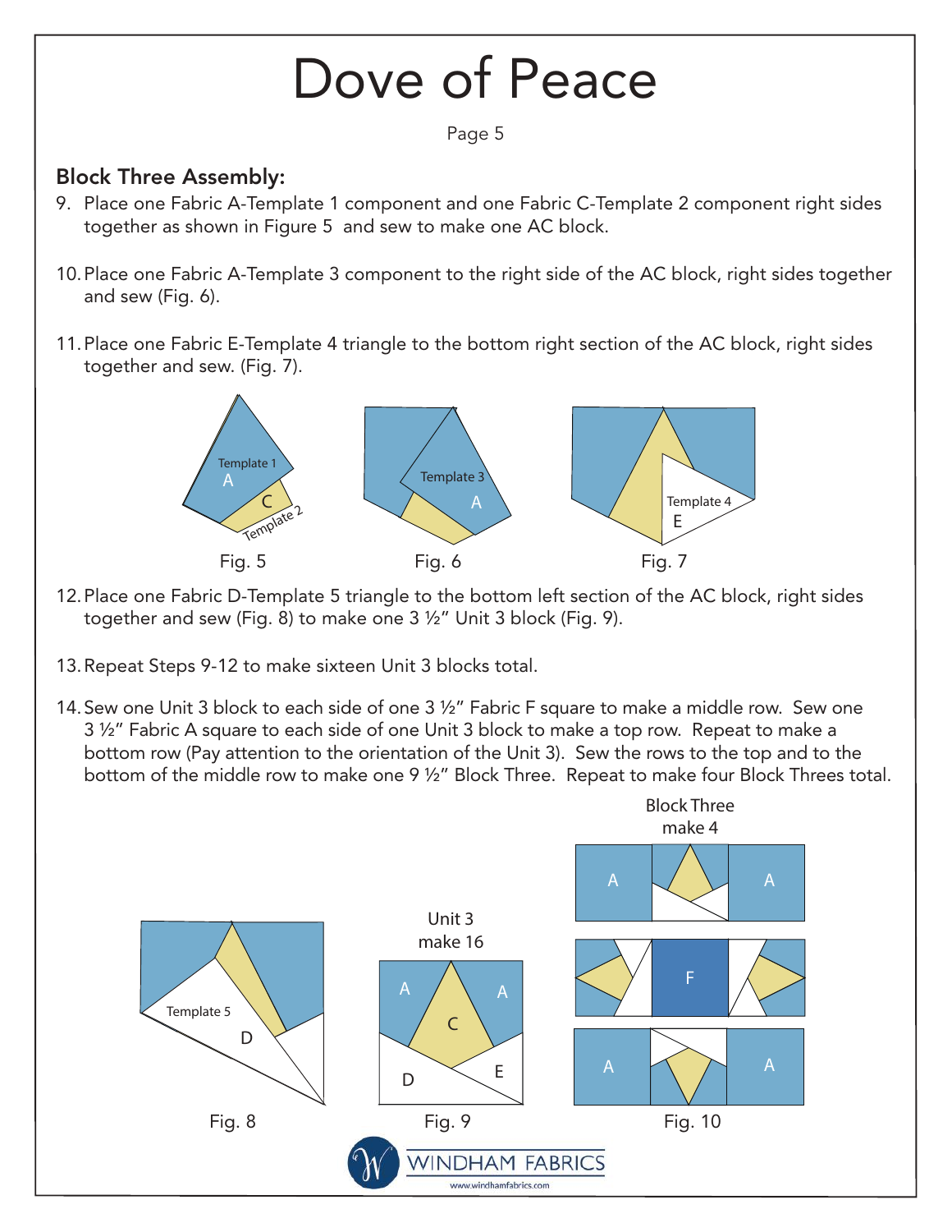# Dove of Peace

## Block Three Assembly:

9. Place one Fabric A-Template 1 component and one Fabric C-Template 2 component right sides together as shown in Figure 5 and sew to make one AC block.

10. Place one Fabric A-Template 3 component to the right side of the AC block, right sides together and sew (Fig. 6).

11. Place one Fabric E-Template 4 triangle to the bottom right section of the AC block, right sides together and sew. (Fig. 7).

Fig. 5 &nbsp;&nbsp;&nbsp; Fig. 6 &nbsp;&nbsp;&nbsp; Fig. 7

12. Place one Fabric D-Template 5 triangle to the bottom left section of the AC block, right sides together and sew (Fig. 8) to make one 3 ½" Unit 3 block (Fig. 9).

13. Repeat Steps 9-12 to make sixteen Unit 3 blocks total.

14. Sew one Unit 3 block to each side of one 3 ½" Fabric F square to make a middle row. Sew one 3 ½" Fabric A square to each side of one Unit 3 block to make a top row. Repeat to make a bottom row (Pay attention to the orientation of the Unit 3). Sew the rows to the top and to the bottom of the middle row to make one 9 ½" Block Three. Repeat to make four Block Threes total.

Fig. 8

Unit 3 make 16

Fig. 9

Block Three make 4

Fig. 10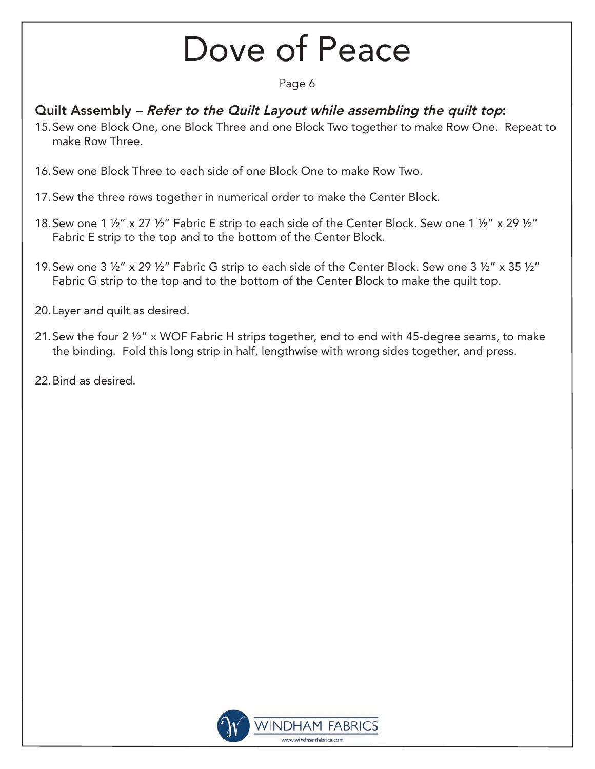# Dove of Peace

## Quilt Assembly – *Refer to the Quilt Layout while assembling the quilt top*:

15. Sew one Block One, one Block Three and one Block Two together to make Row One. Repeat to make Row Three.

16. Sew one Block Three to each side of one Block One to make Row Two.

17. Sew the three rows together in numerical order to make the Center Block.

18. Sew one 1 ½" x 27 ½" Fabric E strip to each side of the Center Block. Sew one 1 ½" x 29 ½" Fabric E strip to the top and to the bottom of the Center Block.

19. Sew one 3 ½" x 29 ½" Fabric G strip to each side of the Center Block. Sew one 3 ½" x 35 ½" Fabric G strip to the top and to the bottom of the Center Block to make the quilt top.

20. Layer and quilt as desired.

21. Sew the four 2 ½" x WOF Fabric H strips together, end to end with 45-degree seams, to make the binding. Fold this long strip in half, lengthwise with wrong sides together, and press.

22. Bind as desired.

WINDHAM FABRICS
www.windhamfabrics.com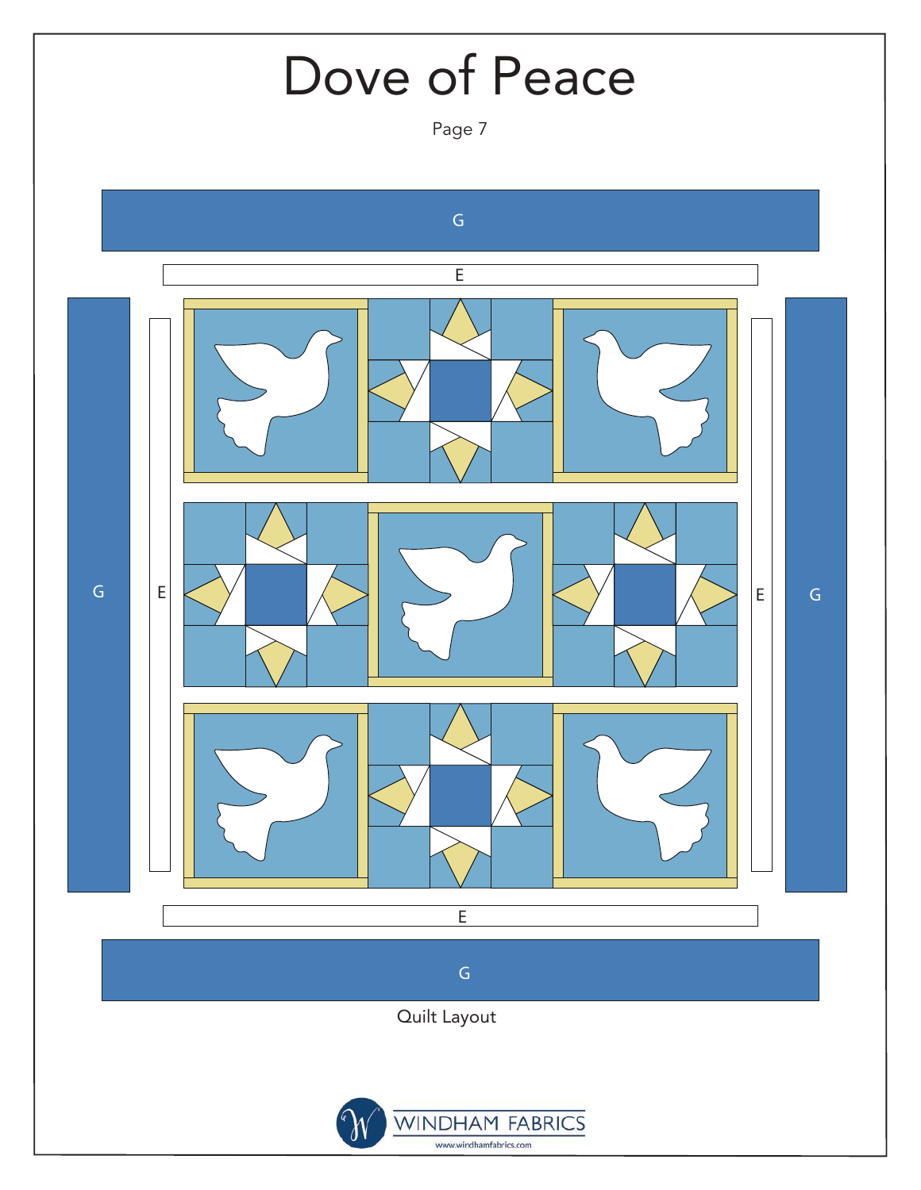# Dove of Peace

G

E

G

E

E

G

E

G

Quilt Layout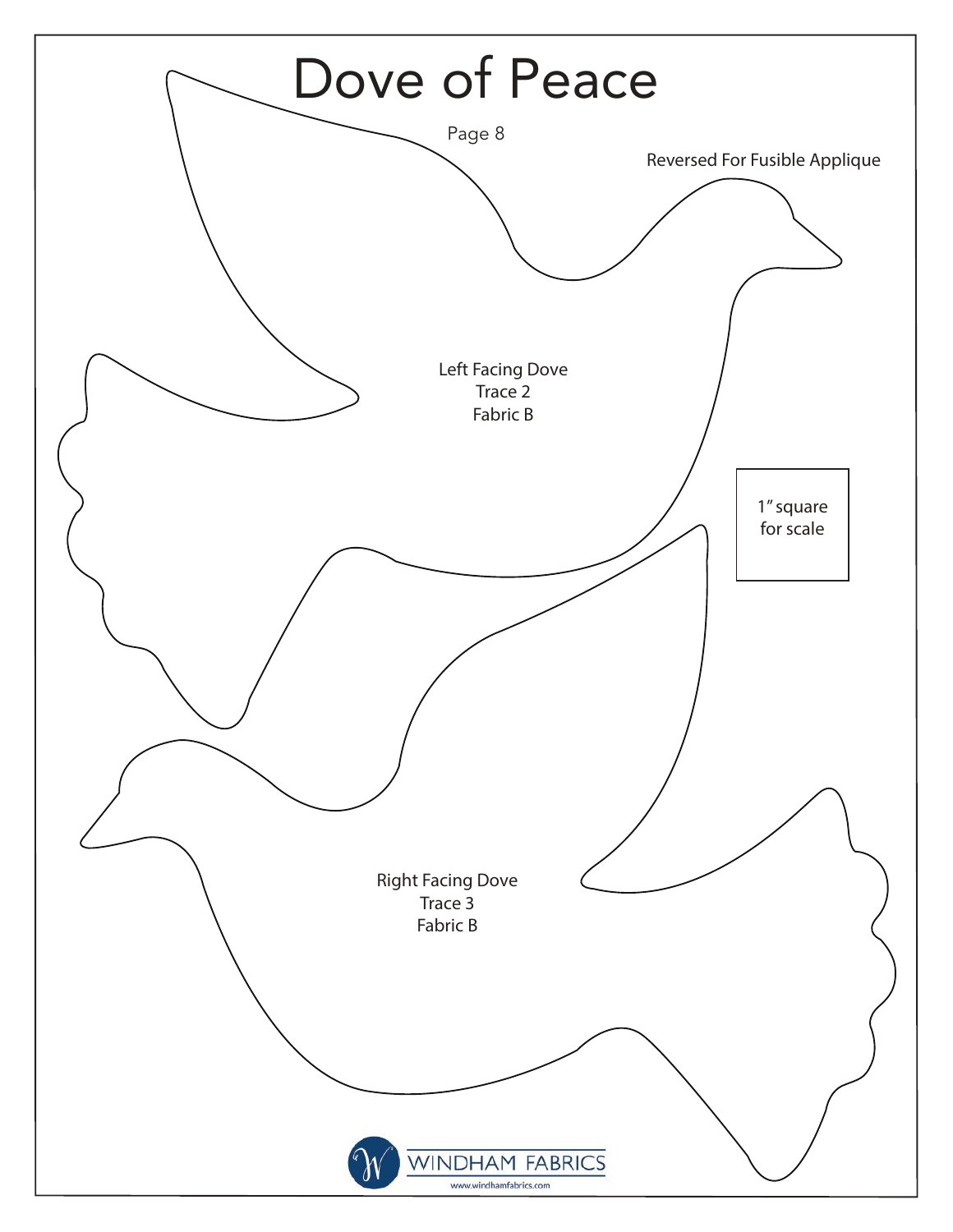# Dove of Peace

Page 8

Reversed For Fusible Applique

Left Facing Dove
Trace 2
Fabric B

1" square
for scale

Right Facing Dove
Trace 3
Fabric B

WINDHAM FABRICS
www.windhamfabrics.com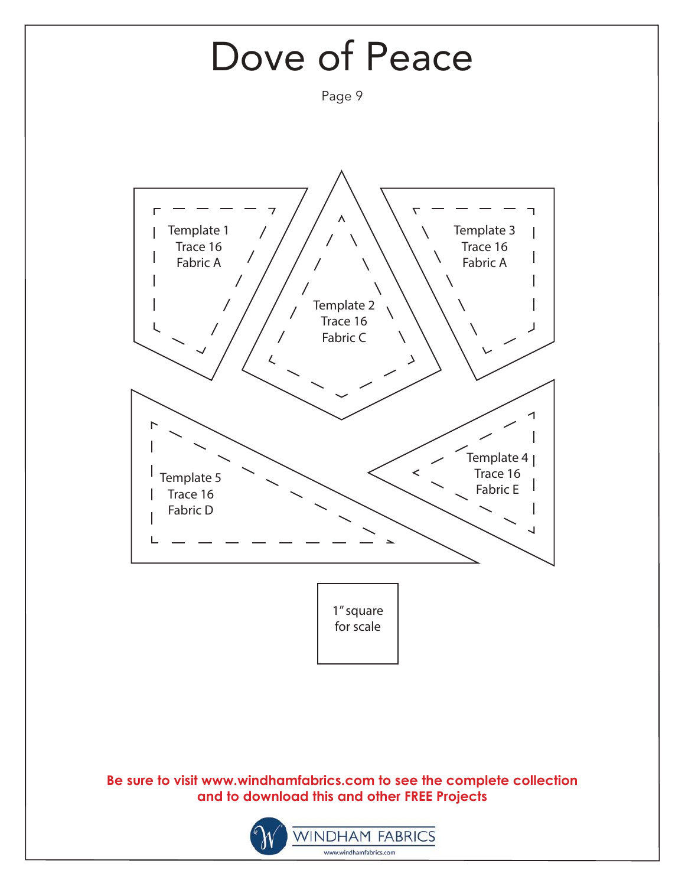# Dove of Peace

Template 1
Trace 16
Fabric A

Template 2
Trace 16
Fabric C

Template 3
Trace 16
Fabric A

Template 5
Trace 16
Fabric D

Template 4
Trace 16
Fabric E

1" square
for scale

**Be sure to visit www.windhamfabrics.com to see the complete collection and to download this and other FREE Projects**

WINDHAM FABRICS
www.windhamfabrics.com